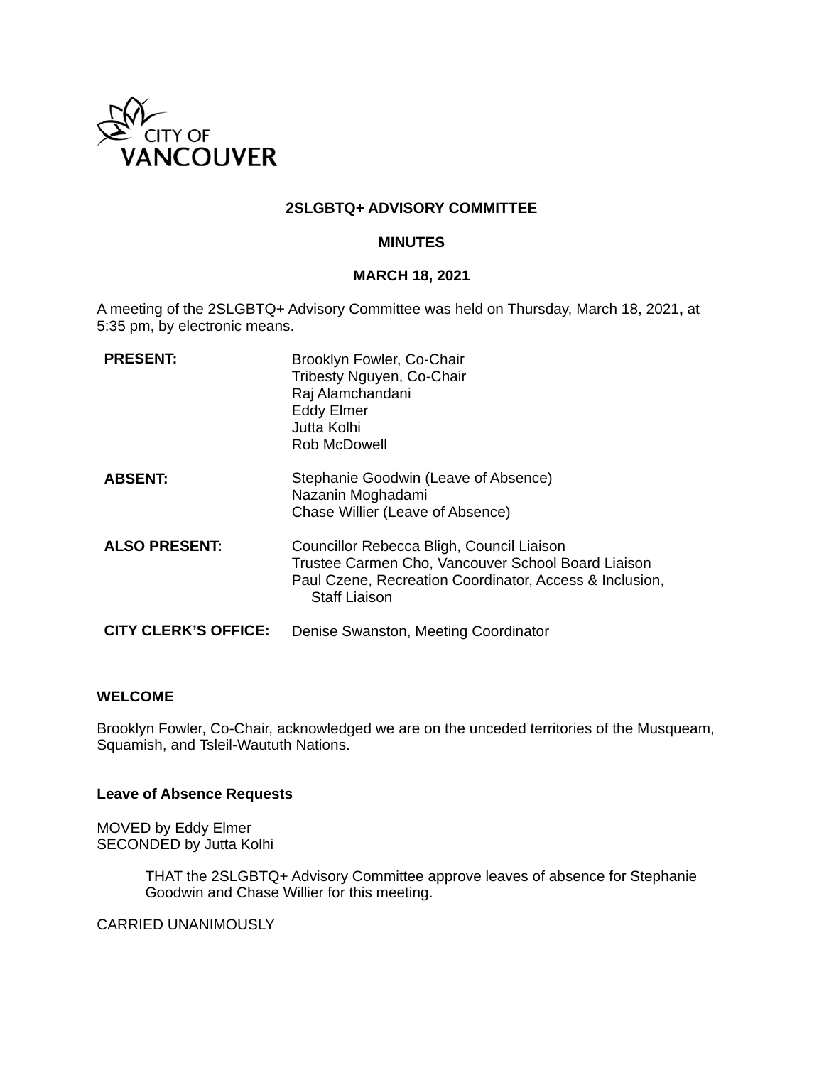CITY OF VANCOUVER

**2SLGBTQ+ ADVISORY COMMITTEE**

**MINUTES**

**MARCH 18, 2021**

A meeting of the 2SLGBTQ+ Advisory Committee was held on Thursday, March 18, 2021**,** at 5:35 pm, by electronic means.

| | |
|---|---|
| **PRESENT:** | Brooklyn Fowler, Co-Chair<br>Tribesty Nguyen, Co-Chair<br>Raj Alamchandani<br>Eddy Elmer<br>Jutta Kolhi<br>Rob McDowell |
| **ABSENT:** | Stephanie Goodwin (Leave of Absence)<br>Nazanin Moghadami<br>Chase Willier (Leave of Absence) |
| **ALSO PRESENT:** | Councillor Rebecca Bligh, Council Liaison<br>Trustee Carmen Cho, Vancouver School Board Liaison<br>Paul Czene, Recreation Coordinator, Access & Inclusion, Staff Liaison |
| **CITY CLERK'S OFFICE:** | Denise Swanston, Meeting Coordinator |

**WELCOME**

Brooklyn Fowler, Co-Chair, acknowledged we are on the unceded territories of the Musqueam, Squamish, and Tsleil-Waututh Nations.

**Leave of Absence Requests**

MOVED by Eddy Elmer
SECONDED by Jutta Kolhi

> THAT the 2SLGBTQ+ Advisory Committee approve leaves of absence for Stephanie Goodwin and Chase Willier for this meeting.

CARRIED UNANIMOUSLY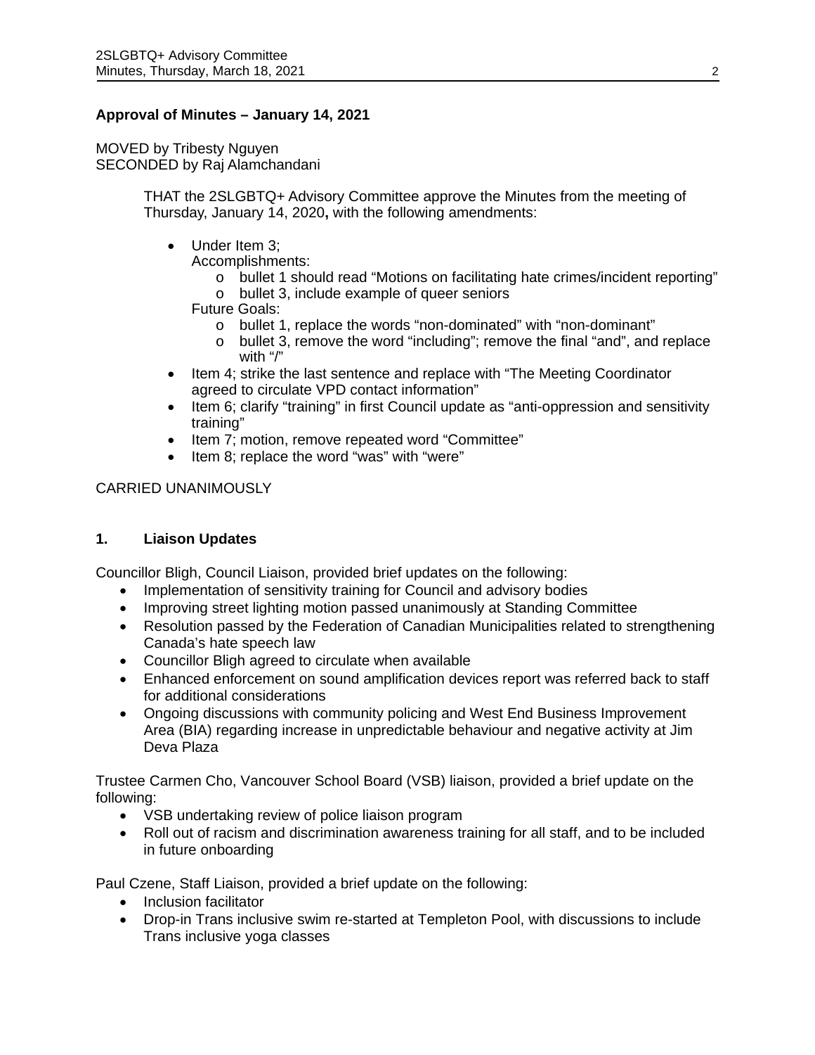**Approval of Minutes – January 14, 2021**

MOVED by Tribesty Nguyen
SECONDED by Raj Alamchandani

> THAT the 2SLGBTQ+ Advisory Committee approve the Minutes from the meeting of Thursday, January 14, 2020**,** with the following amendments:
>
> - Under Item 3;
>   Accomplishments:
>     - bullet 1 should read "Motions on facilitating hate crimes/incident reporting"
>     - bullet 3, include example of queer seniors
>
>   Future Goals:
>     - bullet 1, replace the words "non-dominated" with "non-dominant"
>     - bullet 3, remove the word "including"; remove the final "and", and replace with "/"
> - Item 4; strike the last sentence and replace with "The Meeting Coordinator agreed to circulate VPD contact information"
> - Item 6; clarify "training" in first Council update as "anti-oppression and sensitivity training"
> - Item 7; motion, remove repeated word "Committee"
> - Item 8; replace the word "was" with "were"

CARRIED UNANIMOUSLY

## 1. Liaison Updates

Councillor Bligh, Council Liaison, provided brief updates on the following:

- Implementation of sensitivity training for Council and advisory bodies
- Improving street lighting motion passed unanimously at Standing Committee
- Resolution passed by the Federation of Canadian Municipalities related to strengthening Canada's hate speech law
- Councillor Bligh agreed to circulate when available
- Enhanced enforcement on sound amplification devices report was referred back to staff for additional considerations
- Ongoing discussions with community policing and West End Business Improvement Area (BIA) regarding increase in unpredictable behaviour and negative activity at Jim Deva Plaza

Trustee Carmen Cho, Vancouver School Board (VSB) liaison, provided a brief update on the following:

- VSB undertaking review of police liaison program
- Roll out of racism and discrimination awareness training for all staff, and to be included in future onboarding

Paul Czene, Staff Liaison, provided a brief update on the following:

- Inclusion facilitator
- Drop-in Trans inclusive swim re-started at Templeton Pool, with discussions to include Trans inclusive yoga classes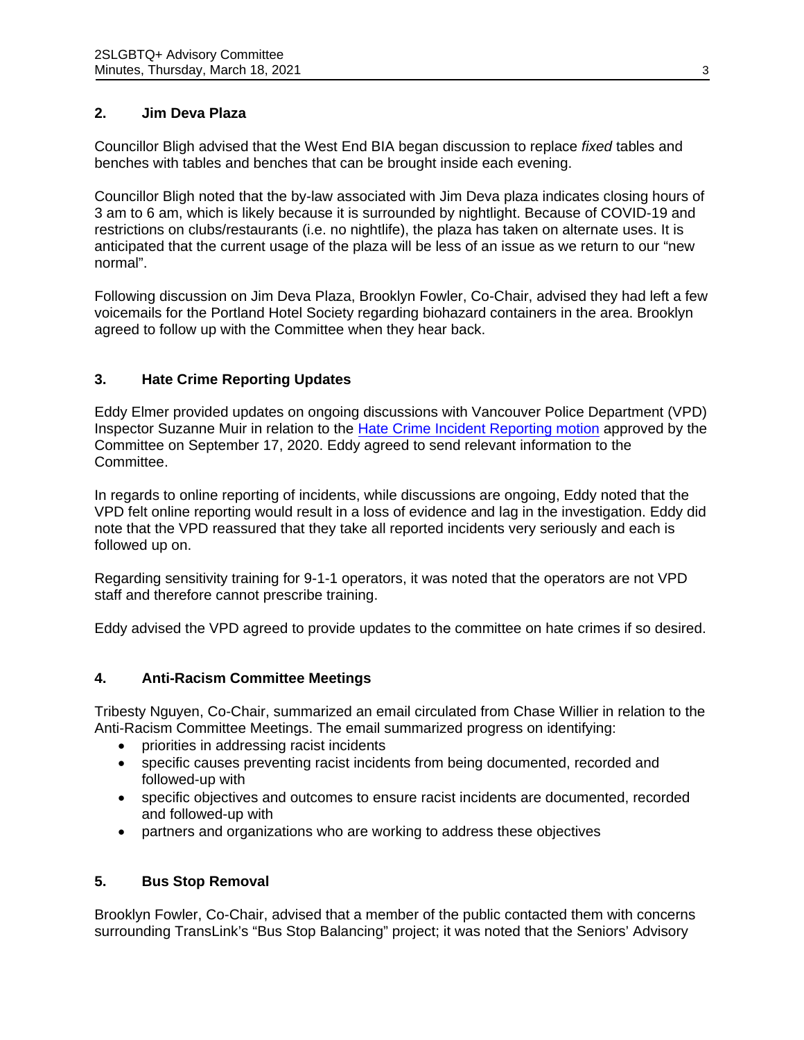## 2. Jim Deva Plaza

Councillor Bligh advised that the West End BIA began discussion to replace *fixed* tables and benches with tables and benches that can be brought inside each evening.

Councillor Bligh noted that the by-law associated with Jim Deva plaza indicates closing hours of 3 am to 6 am, which is likely because it is surrounded by nightlight. Because of COVID-19 and restrictions on clubs/restaurants (i.e. no nightlife), the plaza has taken on alternate uses. It is anticipated that the current usage of the plaza will be less of an issue as we return to our "new normal".

Following discussion on Jim Deva Plaza, Brooklyn Fowler, Co-Chair, advised they had left a few voicemails for the Portland Hotel Society regarding biohazard containers in the area. Brooklyn agreed to follow up with the Committee when they hear back.

## 3. Hate Crime Reporting Updates

Eddy Elmer provided updates on ongoing discussions with Vancouver Police Department (VPD) Inspector Suzanne Muir in relation to the Hate Crime Incident Reporting motion approved by the Committee on September 17, 2020. Eddy agreed to send relevant information to the Committee.

In regards to online reporting of incidents, while discussions are ongoing, Eddy noted that the VPD felt online reporting would result in a loss of evidence and lag in the investigation. Eddy did note that the VPD reassured that they take all reported incidents very seriously and each is followed up on.

Regarding sensitivity training for 9-1-1 operators, it was noted that the operators are not VPD staff and therefore cannot prescribe training.

Eddy advised the VPD agreed to provide updates to the committee on hate crimes if so desired.

## 4. Anti-Racism Committee Meetings

Tribesty Nguyen, Co-Chair, summarized an email circulated from Chase Willier in relation to the Anti-Racism Committee Meetings. The email summarized progress on identifying:

- priorities in addressing racist incidents
- specific causes preventing racist incidents from being documented, recorded and followed-up with
- specific objectives and outcomes to ensure racist incidents are documented, recorded and followed-up with
- partners and organizations who are working to address these objectives

## 5. Bus Stop Removal

Brooklyn Fowler, Co-Chair, advised that a member of the public contacted them with concerns surrounding TransLink's "Bus Stop Balancing" project; it was noted that the Seniors' Advisory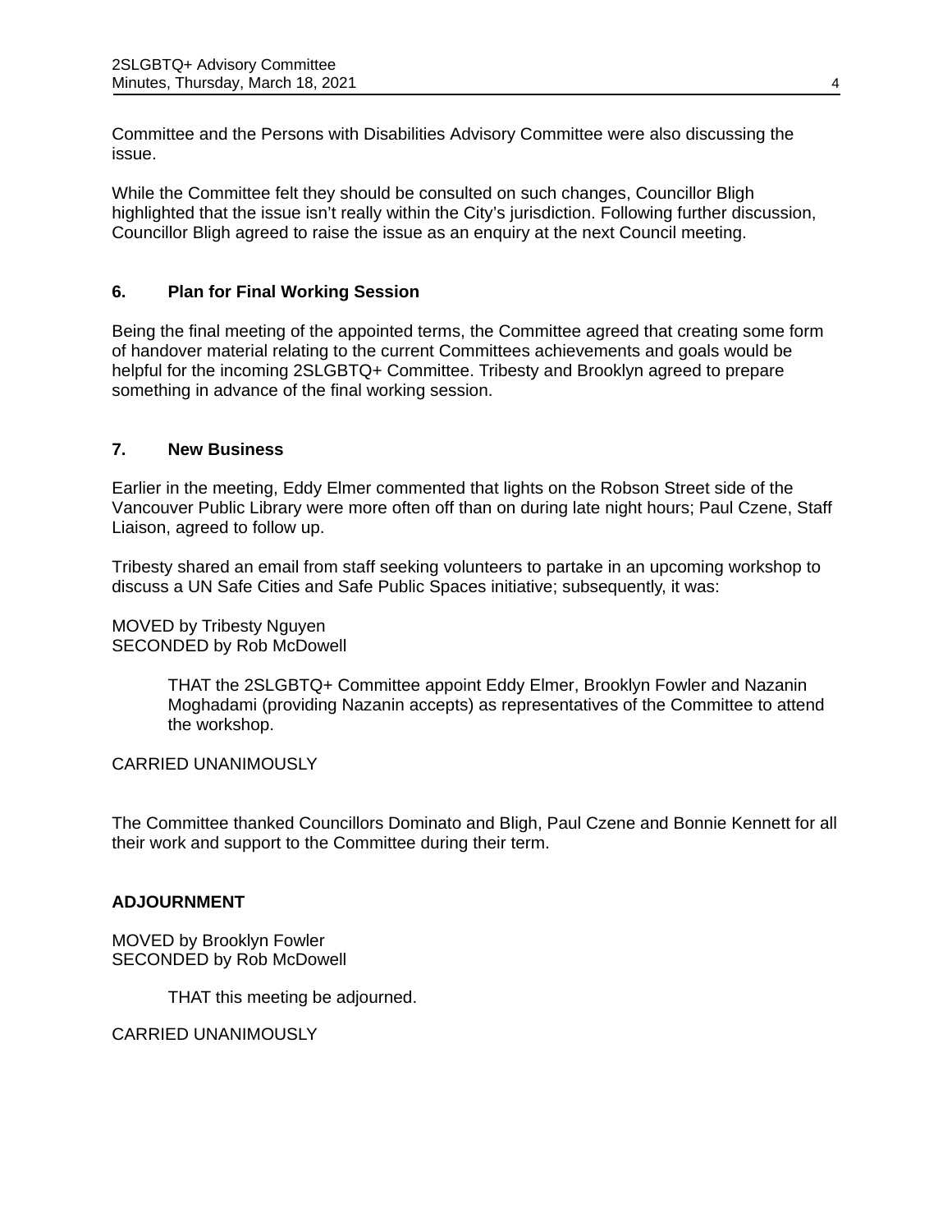Committee and the Persons with Disabilities Advisory Committee were also discussing the issue.

While the Committee felt they should be consulted on such changes, Councillor Bligh highlighted that the issue isn't really within the City's jurisdiction. Following further discussion, Councillor Bligh agreed to raise the issue as an enquiry at the next Council meeting.

## 6. Plan for Final Working Session

Being the final meeting of the appointed terms, the Committee agreed that creating some form of handover material relating to the current Committees achievements and goals would be helpful for the incoming 2SLGBTQ+ Committee. Tribesty and Brooklyn agreed to prepare something in advance of the final working session.

## 7. New Business

Earlier in the meeting, Eddy Elmer commented that lights on the Robson Street side of the Vancouver Public Library were more often off than on during late night hours; Paul Czene, Staff Liaison, agreed to follow up.

Tribesty shared an email from staff seeking volunteers to partake in an upcoming workshop to discuss a UN Safe Cities and Safe Public Spaces initiative; subsequently, it was:

MOVED by Tribesty Nguyen
SECONDED by Rob McDowell

> THAT the 2SLGBTQ+ Committee appoint Eddy Elmer, Brooklyn Fowler and Nazanin Moghadami (providing Nazanin accepts) as representatives of the Committee to attend the workshop.

CARRIED UNANIMOUSLY

The Committee thanked Councillors Dominato and Bligh, Paul Czene and Bonnie Kennett for all their work and support to the Committee during their term.

## ADJOURNMENT

MOVED by Brooklyn Fowler
SECONDED by Rob McDowell

> THAT this meeting be adjourned.

CARRIED UNANIMOUSLY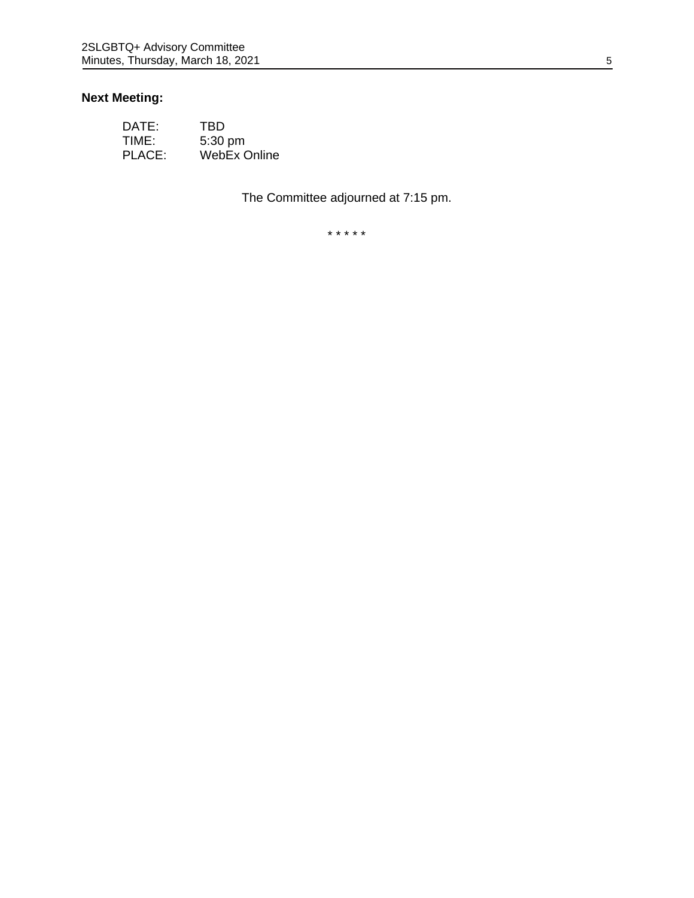**Next Meeting:**

| | |
|---|---|
| DATE: | TBD |
| TIME: | 5:30 pm |
| PLACE: | WebEx Online |

The Committee adjourned at 7:15 pm.

\* \* \* \* \*